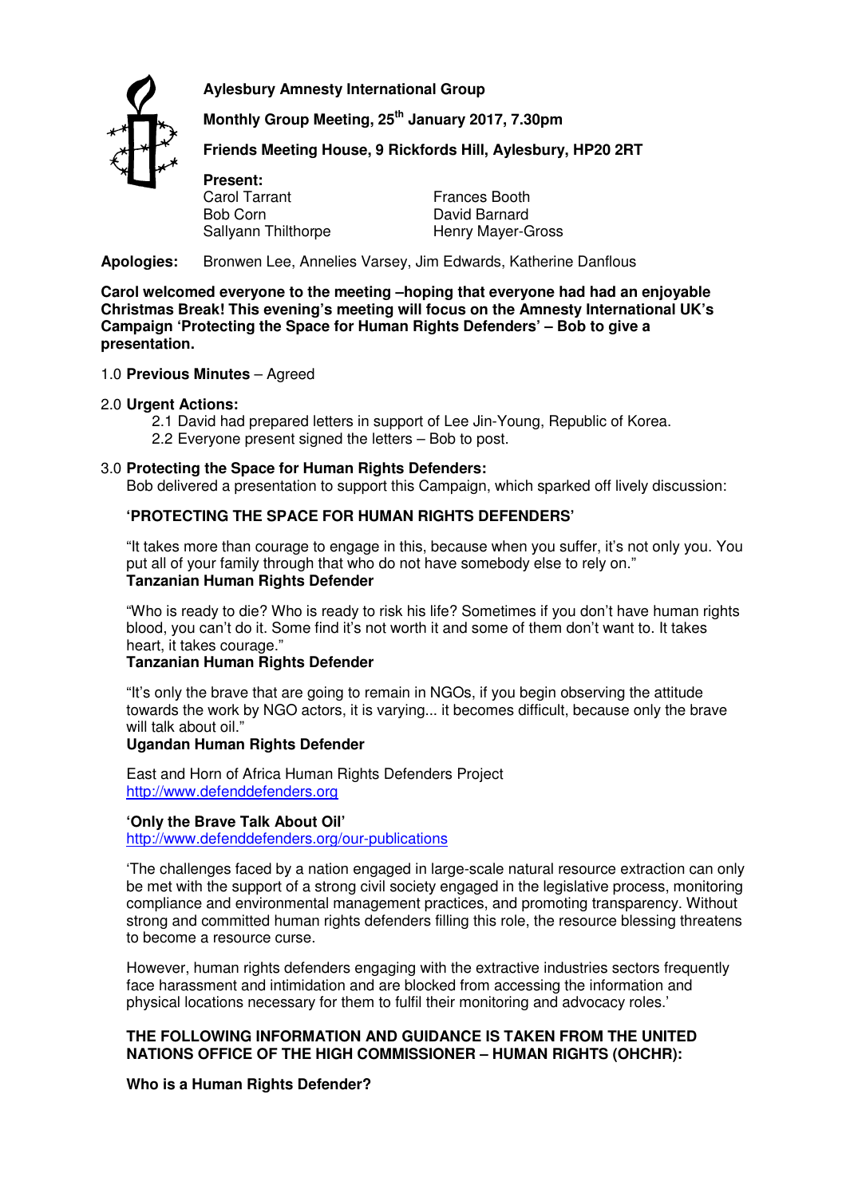**Aylesbury Amnesty International Group**

**Monthly Group Meeting, 25th January 2017, 7.30pm**

**Friends Meeting House, 9 Rickfords Hill, Aylesbury, HP20 2RT**

**Present:**

| | |
|---|---|
| Carol Tarrant | Frances Booth |
| Bob Corn | David Barnard |
| Sallyann Thilthorpe | Henry Mayer-Gross |

**Apologies:** Bronwen Lee, Annelies Varsey, Jim Edwards, Katherine Danflous

**Carol welcomed everyone to the meeting –hoping that everyone had had an enjoyable Christmas Break! This evening's meeting will focus on the Amnesty International UK's Campaign 'Protecting the Space for Human Rights Defenders' – Bob to give a presentation.**

1.0 **Previous Minutes** – Agreed

2.0 **Urgent Actions:**

2.1 David had prepared letters in support of Lee Jin-Young, Republic of Korea.

2.2 Everyone present signed the letters – Bob to post.

3.0 **Protecting the Space for Human Rights Defenders:**

Bob delivered a presentation to support this Campaign, which sparked off lively discussion:

**'PROTECTING THE SPACE FOR HUMAN RIGHTS DEFENDERS'**

"It takes more than courage to engage in this, because when you suffer, it's not only you. You put all of your family through that who do not have somebody else to rely on."
**Tanzanian Human Rights Defender**

"Who is ready to die? Who is ready to risk his life? Sometimes if you don't have human rights blood, you can't do it. Some find it's not worth it and some of them don't want to. It takes heart, it takes courage."
**Tanzanian Human Rights Defender**

"It's only the brave that are going to remain in NGOs, if you begin observing the attitude towards the work by NGO actors, it is varying... it becomes difficult, because only the brave will talk about oil."
**Ugandan Human Rights Defender**

East and Horn of Africa Human Rights Defenders Project
http://www.defenddefenders.org

**'Only the Brave Talk About Oil'**
http://www.defenddefenders.org/our-publications

'The challenges faced by a nation engaged in large-scale natural resource extraction can only be met with the support of a strong civil society engaged in the legislative process, monitoring compliance and environmental management practices, and promoting transparency. Without strong and committed human rights defenders filling this role, the resource blessing threatens to become a resource curse.

However, human rights defenders engaging with the extractive industries sectors frequently face harassment and intimidation and are blocked from accessing the information and physical locations necessary for them to fulfil their monitoring and advocacy roles.'

**THE FOLLOWING INFORMATION AND GUIDANCE IS TAKEN FROM THE UNITED NATIONS OFFICE OF THE HIGH COMMISSIONER – HUMAN RIGHTS (OHCHR):**

**Who is a Human Rights Defender?**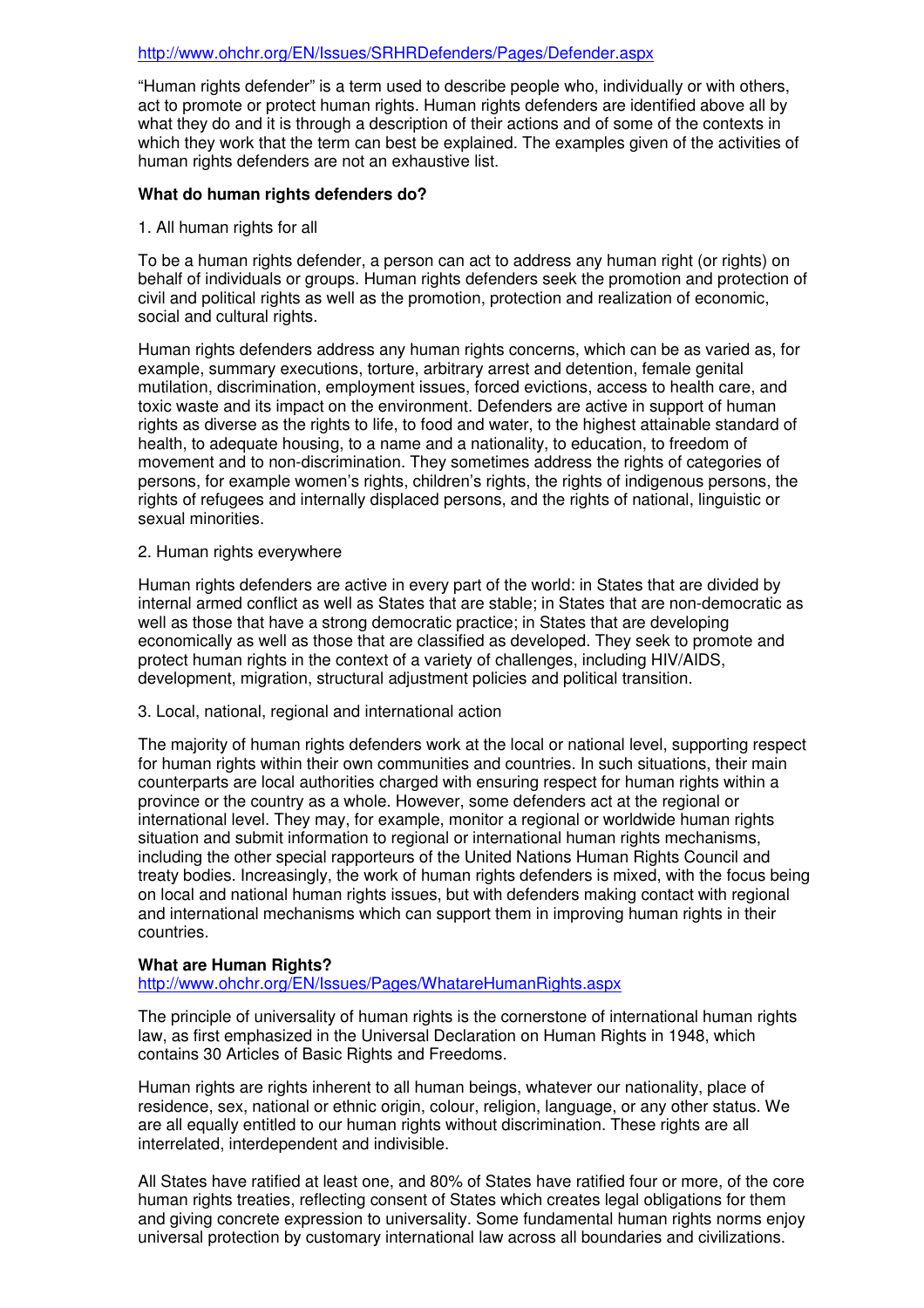http://www.ohchr.org/EN/Issues/SRHRDefenders/Pages/Defender.aspx

"Human rights defender" is a term used to describe people who, individually or with others, act to promote or protect human rights. Human rights defenders are identified above all by what they do and it is through a description of their actions and of some of the contexts in which they work that the term can best be explained. The examples given of the activities of human rights defenders are not an exhaustive list.

**What do human rights defenders do?**

1. All human rights for all

To be a human rights defender, a person can act to address any human right (or rights) on behalf of individuals or groups. Human rights defenders seek the promotion and protection of civil and political rights as well as the promotion, protection and realization of economic, social and cultural rights.

Human rights defenders address any human rights concerns, which can be as varied as, for example, summary executions, torture, arbitrary arrest and detention, female genital mutilation, discrimination, employment issues, forced evictions, access to health care, and toxic waste and its impact on the environment. Defenders are active in support of human rights as diverse as the rights to life, to food and water, to the highest attainable standard of health, to adequate housing, to a name and a nationality, to education, to freedom of movement and to non-discrimination. They sometimes address the rights of categories of persons, for example women's rights, children's rights, the rights of indigenous persons, the rights of refugees and internally displaced persons, and the rights of national, linguistic or sexual minorities.

2. Human rights everywhere

Human rights defenders are active in every part of the world: in States that are divided by internal armed conflict as well as States that are stable; in States that are non-democratic as well as those that have a strong democratic practice; in States that are developing economically as well as those that are classified as developed. They seek to promote and protect human rights in the context of a variety of challenges, including HIV/AIDS, development, migration, structural adjustment policies and political transition.

3. Local, national, regional and international action

The majority of human rights defenders work at the local or national level, supporting respect for human rights within their own communities and countries. In such situations, their main counterparts are local authorities charged with ensuring respect for human rights within a province or the country as a whole. However, some defenders act at the regional or international level. They may, for example, monitor a regional or worldwide human rights situation and submit information to regional or international human rights mechanisms, including the other special rapporteurs of the United Nations Human Rights Council and treaty bodies. Increasingly, the work of human rights defenders is mixed, with the focus being on local and national human rights issues, but with defenders making contact with regional and international mechanisms which can support them in improving human rights in their countries.

**What are Human Rights?**
http://www.ohchr.org/EN/Issues/Pages/WhatareHumanRights.aspx

The principle of universality of human rights is the cornerstone of international human rights law, as first emphasized in the Universal Declaration on Human Rights in 1948, which contains 30 Articles of Basic Rights and Freedoms.

Human rights are rights inherent to all human beings, whatever our nationality, place of residence, sex, national or ethnic origin, colour, religion, language, or any other status. We are all equally entitled to our human rights without discrimination. These rights are all interrelated, interdependent and indivisible.

All States have ratified at least one, and 80% of States have ratified four or more, of the core human rights treaties, reflecting consent of States which creates legal obligations for them and giving concrete expression to universality. Some fundamental human rights norms enjoy universal protection by customary international law across all boundaries and civilizations.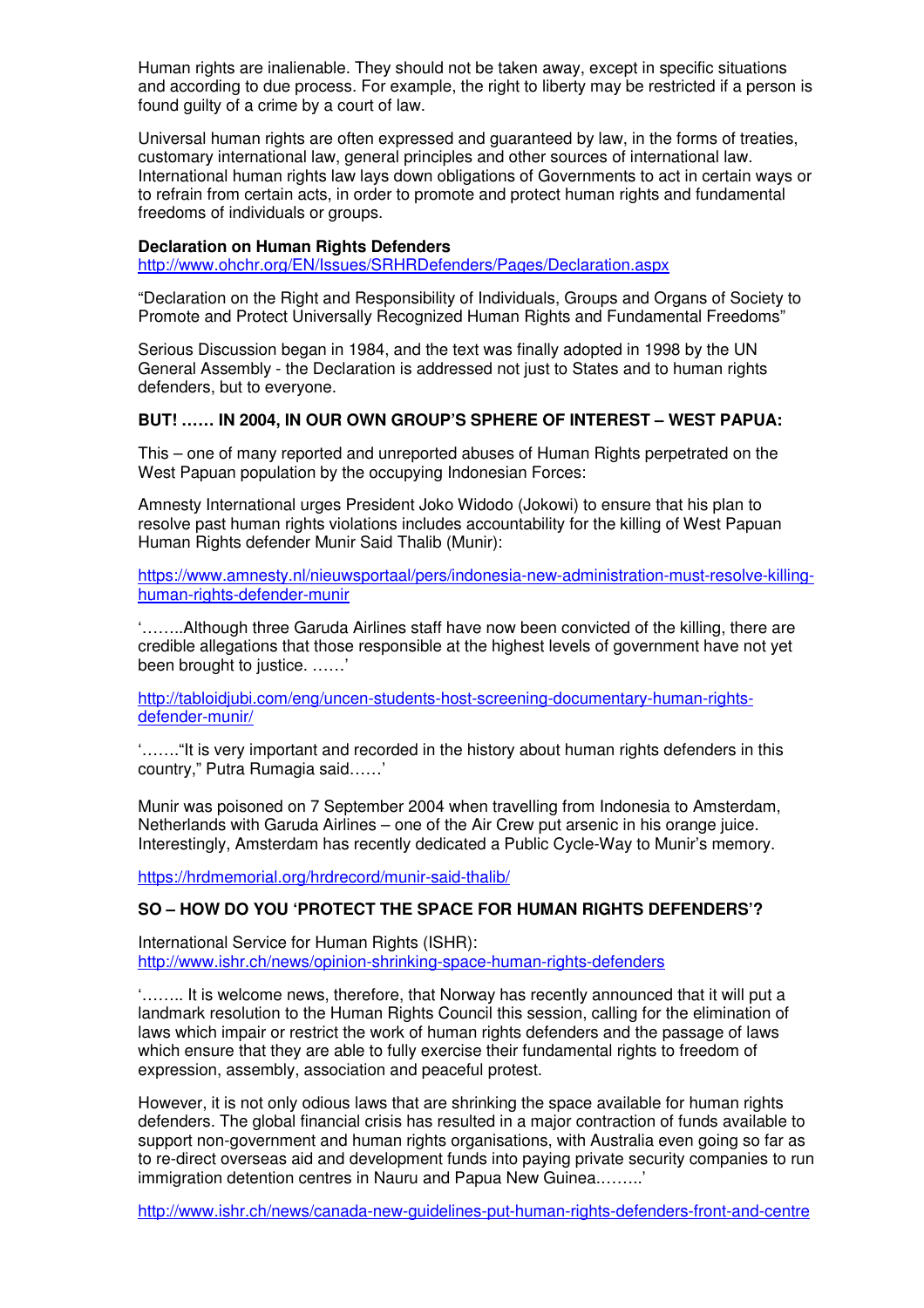Human rights are inalienable. They should not be taken away, except in specific situations and according to due process. For example, the right to liberty may be restricted if a person is found guilty of a crime by a court of law.

Universal human rights are often expressed and guaranteed by law, in the forms of treaties, customary international law, general principles and other sources of international law. International human rights law lays down obligations of Governments to act in certain ways or to refrain from certain acts, in order to promote and protect human rights and fundamental freedoms of individuals or groups.

**Declaration on Human Rights Defenders**
http://www.ohchr.org/EN/Issues/SRHRDefenders/Pages/Declaration.aspx

"Declaration on the Right and Responsibility of Individuals, Groups and Organs of Society to Promote and Protect Universally Recognized Human Rights and Fundamental Freedoms"

Serious Discussion began in 1984, and the text was finally adopted in 1998 by the UN General Assembly - the Declaration is addressed not just to States and to human rights defenders, but to everyone.

**BUT! …… IN 2004, IN OUR OWN GROUP'S SPHERE OF INTEREST – WEST PAPUA:**

This – one of many reported and unreported abuses of Human Rights perpetrated on the West Papuan population by the occupying Indonesian Forces:

Amnesty International urges President Joko Widodo (Jokowi) to ensure that his plan to resolve past human rights violations includes accountability for the killing of West Papuan Human Rights defender Munir Said Thalib (Munir):

https://www.amnesty.nl/nieuwsportaal/pers/indonesia-new-administration-must-resolve-killing-human-rights-defender-munir

'……..Although three Garuda Airlines staff have now been convicted of the killing, there are credible allegations that those responsible at the highest levels of government have not yet been brought to justice. ……'

http://tabloidjubi.com/eng/uncen-students-host-screening-documentary-human-rights-defender-munir/

'……."It is very important and recorded in the history about human rights defenders in this country," Putra Rumagia said……'

Munir was poisoned on 7 September 2004 when travelling from Indonesia to Amsterdam, Netherlands with Garuda Airlines – one of the Air Crew put arsenic in his orange juice. Interestingly, Amsterdam has recently dedicated a Public Cycle-Way to Munir's memory.

https://hrdmemorial.org/hrdrecord/munir-said-thalib/

**SO – HOW DO YOU 'PROTECT THE SPACE FOR HUMAN RIGHTS DEFENDERS'?**

International Service for Human Rights (ISHR):
http://www.ishr.ch/news/opinion-shrinking-space-human-rights-defenders

'…….. It is welcome news, therefore, that Norway has recently announced that it will put a landmark resolution to the Human Rights Council this session, calling for the elimination of laws which impair or restrict the work of human rights defenders and the passage of laws which ensure that they are able to fully exercise their fundamental rights to freedom of expression, assembly, association and peaceful protest.

However, it is not only odious laws that are shrinking the space available for human rights defenders. The global financial crisis has resulted in a major contraction of funds available to support non-government and human rights organisations, with Australia even going so far as to re-direct overseas aid and development funds into paying private security companies to run immigration detention centres in Nauru and Papua New Guinea.……..'

http://www.ishr.ch/news/canada-new-guidelines-put-human-rights-defenders-front-and-centre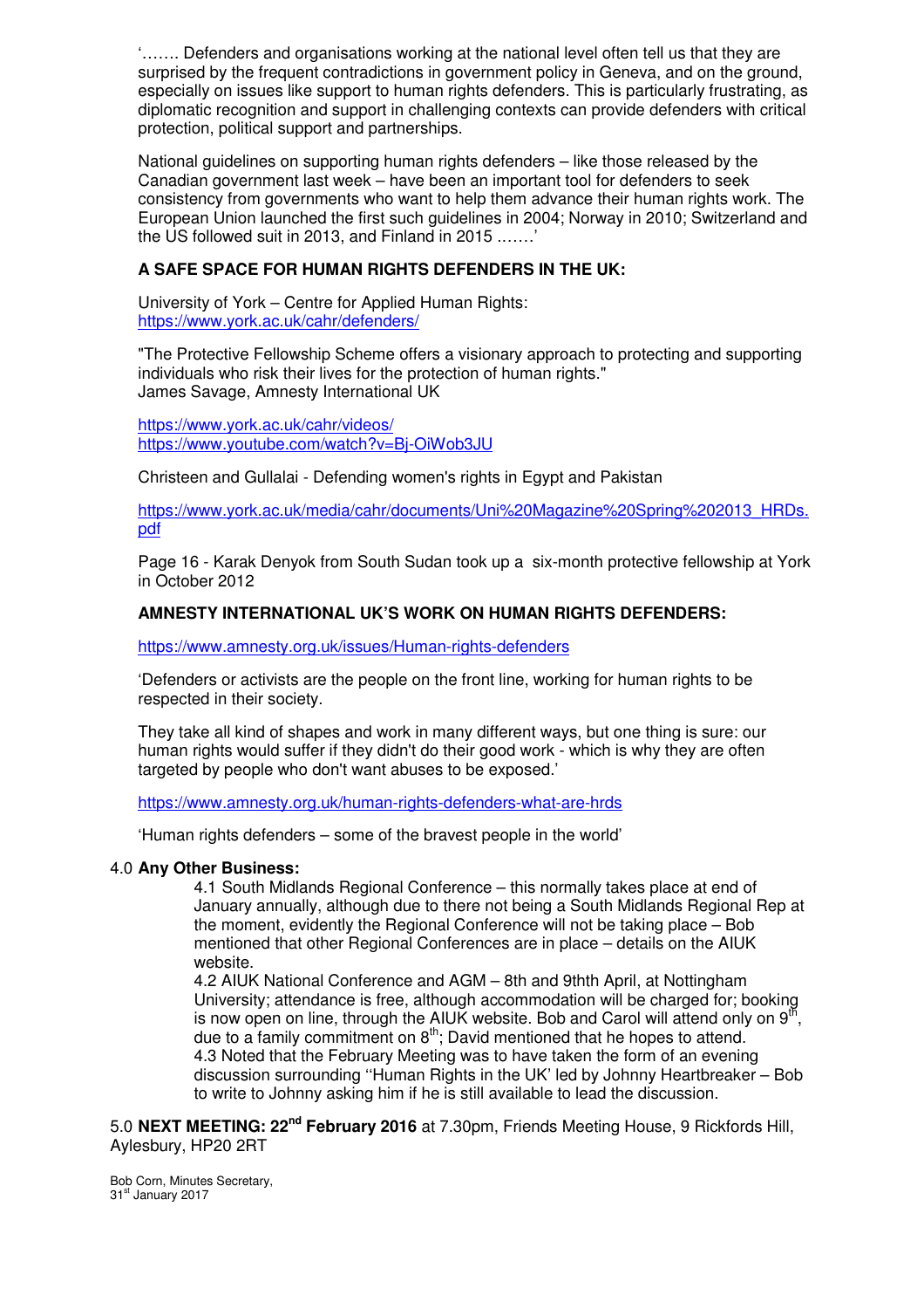'……. Defenders and organisations working at the national level often tell us that they are surprised by the frequent contradictions in government policy in Geneva, and on the ground, especially on issues like support to human rights defenders. This is particularly frustrating, as diplomatic recognition and support in challenging contexts can provide defenders with critical protection, political support and partnerships.

National guidelines on supporting human rights defenders – like those released by the Canadian government last week – have been an important tool for defenders to seek consistency from governments who want to help them advance their human rights work. The European Union launched the first such guidelines in 2004; Norway in 2010; Switzerland and the US followed suit in 2013, and Finland in 2015 …….'

**A SAFE SPACE FOR HUMAN RIGHTS DEFENDERS IN THE UK:**

University of York – Centre for Applied Human Rights:
https://www.york.ac.uk/cahr/defenders/

"The Protective Fellowship Scheme offers a visionary approach to protecting and supporting individuals who risk their lives for the protection of human rights."
James Savage, Amnesty International UK

https://www.york.ac.uk/cahr/videos/
https://www.youtube.com/watch?v=Bj-OiWob3JU

Christeen and Gullalai - Defending women's rights in Egypt and Pakistan

https://www.york.ac.uk/media/cahr/documents/Uni%20Magazine%20Spring%202013_HRDs.pdf

Page 16 - Karak Denyok from South Sudan took up a six-month protective fellowship at York in October 2012

**AMNESTY INTERNATIONAL UK'S WORK ON HUMAN RIGHTS DEFENDERS:**

https://www.amnesty.org.uk/issues/Human-rights-defenders

'Defenders or activists are the people on the front line, working for human rights to be respected in their society.

They take all kind of shapes and work in many different ways, but one thing is sure: our human rights would suffer if they didn't do their good work - which is why they are often targeted by people who don't want abuses to be exposed.'

https://www.amnesty.org.uk/human-rights-defenders-what-are-hrds

'Human rights defenders – some of the bravest people in the world'

4.0 **Any Other Business:**

4.1 South Midlands Regional Conference – this normally takes place at end of January annually, although due to there not being a South Midlands Regional Rep at the moment, evidently the Regional Conference will not be taking place – Bob mentioned that other Regional Conferences are in place – details on the AIUK website.

4.2 AIUK National Conference and AGM – 8th and 9thth April, at Nottingham University; attendance is free, although accommodation will be charged for; booking is now open on line, through the AIUK website. Bob and Carol will attend only on 9th, due to a family commitment on 8th; David mentioned that he hopes to attend.

4.3 Noted that the February Meeting was to have taken the form of an evening discussion surrounding ''Human Rights in the UK' led by Johnny Heartbreaker – Bob to write to Johnny asking him if he is still available to lead the discussion.

5.0 **NEXT MEETING: 22nd February 2016** at 7.30pm, Friends Meeting House, 9 Rickfords Hill, Aylesbury, HP20 2RT

Bob Corn, Minutes Secretary,
31st January 2017